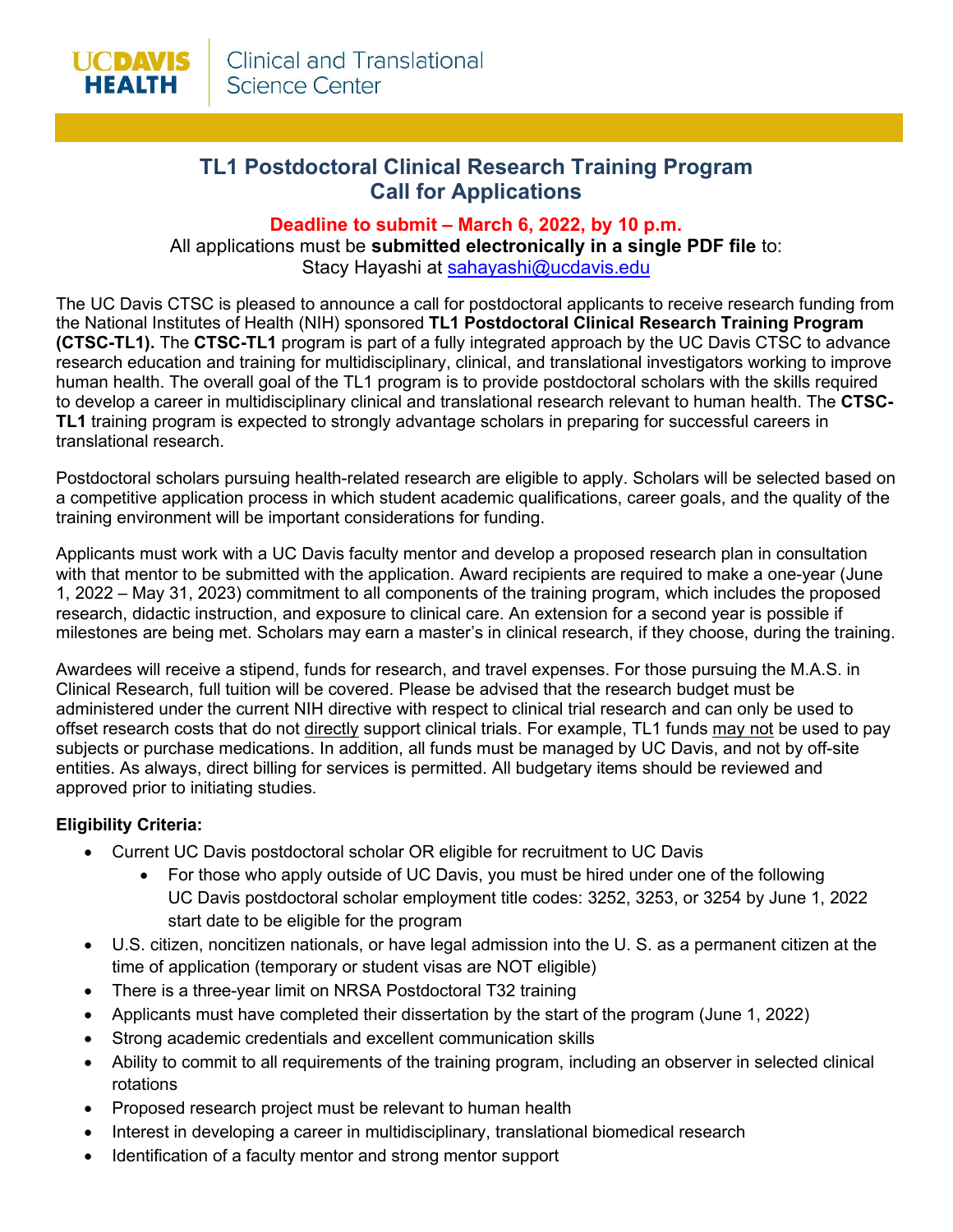UC DAVIS HEALTH | Clinical and Translational Science Center

# TL1 Postdoctoral Clinical Research Training Program
# Call for Applications

**Deadline to submit – March 6, 2022, by 10 p.m.**

All applications must be **submitted electronically in a single PDF file** to:
Stacy Hayashi at sahayashi@ucdavis.edu

The UC Davis CTSC is pleased to announce a call for postdoctoral applicants to receive research funding from the National Institutes of Health (NIH) sponsored **TL1 Postdoctoral Clinical Research Training Program (CTSC-TL1).** The **CTSC-TL1** program is part of a fully integrated approach by the UC Davis CTSC to advance research education and training for multidisciplinary, clinical, and translational investigators working to improve human health. The overall goal of the TL1 program is to provide postdoctoral scholars with the skills required to develop a career in multidisciplinary clinical and translational research relevant to human health. The **CTSC-TL1** training program is expected to strongly advantage scholars in preparing for successful careers in translational research.

Postdoctoral scholars pursuing health-related research are eligible to apply. Scholars will be selected based on a competitive application process in which student academic qualifications, career goals, and the quality of the training environment will be important considerations for funding.

Applicants must work with a UC Davis faculty mentor and develop a proposed research plan in consultation with that mentor to be submitted with the application. Award recipients are required to make a one-year (June 1, 2022 – May 31, 2023) commitment to all components of the training program, which includes the proposed research, didactic instruction, and exposure to clinical care. An extension for a second year is possible if milestones are being met. Scholars may earn a master's in clinical research, if they choose, during the training.

Awardees will receive a stipend, funds for research, and travel expenses. For those pursuing the M.A.S. in Clinical Research, full tuition will be covered. Please be advised that the research budget must be administered under the current NIH directive with respect to clinical trial research and can only be used to offset research costs that do not directly support clinical trials. For example, TL1 funds may not be used to pay subjects or purchase medications. In addition, all funds must be managed by UC Davis, and not by off-site entities. As always, direct billing for services is permitted. All budgetary items should be reviewed and approved prior to initiating studies.

**Eligibility Criteria:**

- Current UC Davis postdoctoral scholar OR eligible for recruitment to UC Davis
  - For those who apply outside of UC Davis, you must be hired under one of the following UC Davis postdoctoral scholar employment title codes: 3252, 3253, or 3254 by June 1, 2022 start date to be eligible for the program
- U.S. citizen, noncitizen nationals, or have legal admission into the U. S. as a permanent citizen at the time of application (temporary or student visas are NOT eligible)
- There is a three-year limit on NRSA Postdoctoral T32 training
- Applicants must have completed their dissertation by the start of the program (June 1, 2022)
- Strong academic credentials and excellent communication skills
- Ability to commit to all requirements of the training program, including an observer in selected clinical rotations
- Proposed research project must be relevant to human health
- Interest in developing a career in multidisciplinary, translational biomedical research
- Identification of a faculty mentor and strong mentor support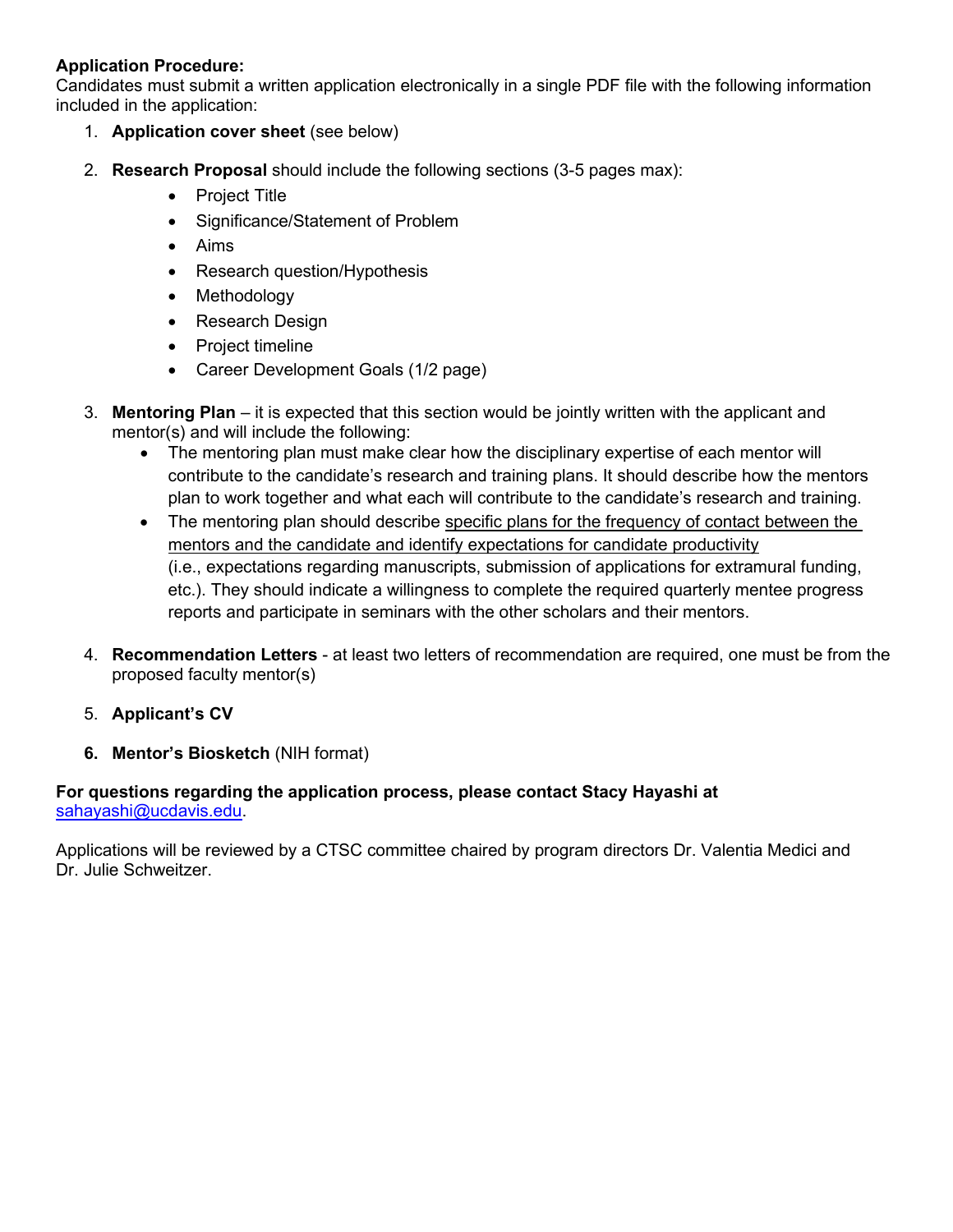**Application Procedure:**
Candidates must submit a written application electronically in a single PDF file with the following information included in the application:

1. **Application cover sheet** (see below)

2. **Research Proposal** should include the following sections (3-5 pages max):
   - Project Title
   - Significance/Statement of Problem
   - Aims
   - Research question/Hypothesis
   - Methodology
   - Research Design
   - Project timeline
   - Career Development Goals (1/2 page)

3. **Mentoring Plan** – it is expected that this section would be jointly written with the applicant and mentor(s) and will include the following:
   - The mentoring plan must make clear how the disciplinary expertise of each mentor will contribute to the candidate's research and training plans. It should describe how the mentors plan to work together and what each will contribute to the candidate's research and training.
   - The mentoring plan should describe <u>specific plans for the frequency of contact between the mentors and the candidate and identify expectations for candidate productivity</u> (i.e., expectations regarding manuscripts, submission of applications for extramural funding, etc.). They should indicate a willingness to complete the required quarterly mentee progress reports and participate in seminars with the other scholars and their mentors.

4. **Recommendation Letters** - at least two letters of recommendation are required, one must be from the proposed faculty mentor(s)

5. **Applicant's CV**

6. **Mentor's Biosketch** (NIH format)

**For questions regarding the application process, please contact Stacy Hayashi at** sahayashi@ucdavis.edu.

Applications will be reviewed by a CTSC committee chaired by program directors Dr. Valentia Medici and Dr. Julie Schweitzer.